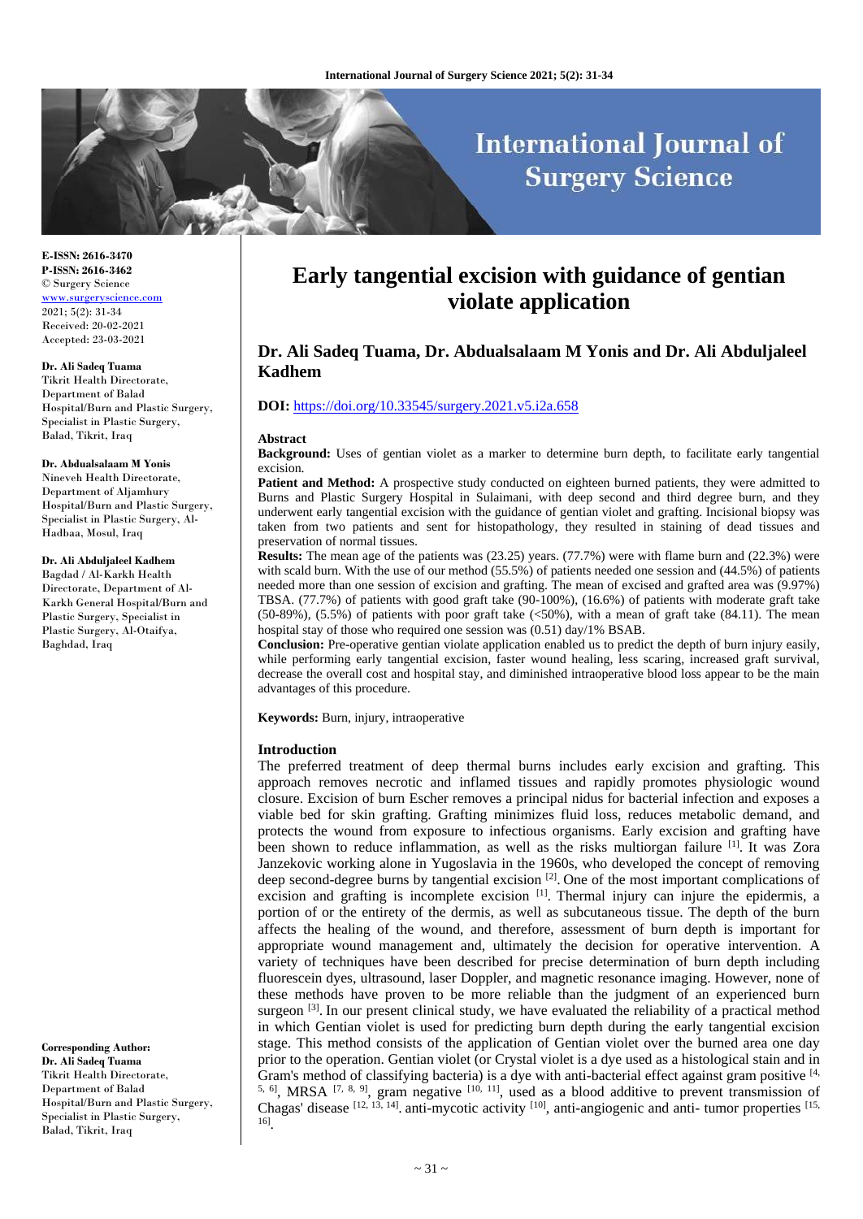E-ISSN: 2616-3470
P-ISSN: 2616-3462
© Surgery Science
www.surgeryscience.com
2021; 5(2): 31-34
Received: 20-02-2021
Accepted: 23-03-2021

**Dr. Ali Sadeq Tuama**
Tikrit Health Directorate, Department of Balad Hospital/Burn and Plastic Surgery, Specialist in Plastic Surgery, Balad, Tikrit, Iraq

**Dr. Abdualsalaam M Yonis**
Nineveh Health Directorate, Department of Aljamhury Hospital/Burn and Plastic Surgery, Specialist in Plastic Surgery, Al-Hadbaa, Mosul, Iraq

**Dr. Ali Abduljaleel Kadhem**
Bagdad / Al-Karkh Health Directorate, Department of Al-Karkh General Hospital/Burn and Plastic Surgery, Specialist in Plastic Surgery, Al-Otaifya, Baghdad, Iraq

**Corresponding Author:**
**Dr. Ali Sadeq Tuama**
Tikrit Health Directorate, Department of Balad Hospital/Burn and Plastic Surgery, Specialist in Plastic Surgery, Balad, Tikrit, Iraq

# Early tangential excision with guidance of gentian violate application

## Dr. Ali Sadeq Tuama, Dr. Abdualsalaam M Yonis and Dr. Ali Abduljaleel Kadhem

**DOI:** https://doi.org/10.33545/surgery.2021.v5.i2a.658

### Abstract

**Background:** Uses of gentian violet as a marker to determine burn depth, to facilitate early tangential excision.

**Patient and Method:** A prospective study conducted on eighteen burned patients, they were admitted to Burns and Plastic Surgery Hospital in Sulaimani, with deep second and third degree burn, and they underwent early tangential excision with the guidance of gentian violet and grafting. Incisional biopsy was taken from two patients and sent for histopathology, they resulted in staining of dead tissues and preservation of normal tissues.

**Results:** The mean age of the patients was (23.25) years. (77.7%) were with flame burn and (22.3%) were with scald burn. With the use of our method (55.5%) of patients needed one session and (44.5%) of patients needed more than one session of excision and grafting. The mean of excised and grafted area was (9.97%) TBSA. (77.7%) of patients with good graft take (90-100%), (16.6%) of patients with moderate graft take (50-89%), (5.5%) of patients with poor graft take (<50%), with a mean of graft take (84.11). The mean hospital stay of those who required one session was (0.51) day/1% BSAB.

**Conclusion:** Pre-operative gentian violate application enabled us to predict the depth of burn injury easily, while performing early tangential excision, faster wound healing, less scaring, increased graft survival, decrease the overall cost and hospital stay, and diminished intraoperative blood loss appear to be the main advantages of this procedure.

**Keywords:** Burn, injury, intraoperative

### Introduction

The preferred treatment of deep thermal burns includes early excision and grafting. This approach removes necrotic and inflamed tissues and rapidly promotes physiologic wound closure. Excision of burn Escher removes a principal nidus for bacterial infection and exposes a viable bed for skin grafting. Grafting minimizes fluid loss, reduces metabolic demand, and protects the wound from exposure to infectious organisms. Early excision and grafting have been shown to reduce inflammation, as well as the risks multiorgan failure [1]. It was Zora Janzekovic working alone in Yugoslavia in the 1960s, who developed the concept of removing deep second-degree burns by tangential excision [2]. One of the most important complications of excision and grafting is incomplete excision [1]. Thermal injury can injure the epidermis, a portion of or the entirety of the dermis, as well as subcutaneous tissue. The depth of the burn affects the healing of the wound, and therefore, assessment of burn depth is important for appropriate wound management and, ultimately the decision for operative intervention. A variety of techniques have been described for precise determination of burn depth including fluorescein dyes, ultrasound, laser Doppler, and magnetic resonance imaging. However, none of these methods have proven to be more reliable than the judgment of an experienced burn surgeon [3]. In our present clinical study, we have evaluated the reliability of a practical method in which Gentian violet is used for predicting burn depth during the early tangential excision stage. This method consists of the application of Gentian violet over the burned area one day prior to the operation. Gentian violet (or Crystal violet is a dye used as a histological stain and in Gram's method of classifying bacteria) is a dye with anti-bacterial effect against gram positive [4, 5, 6], MRSA [7, 8, 9], gram negative [10, 11], used as a blood additive to prevent transmission of Chagas' disease [12, 13, 14]. anti-mycotic activity [10], anti-angiogenic and anti- tumor properties [15, 16].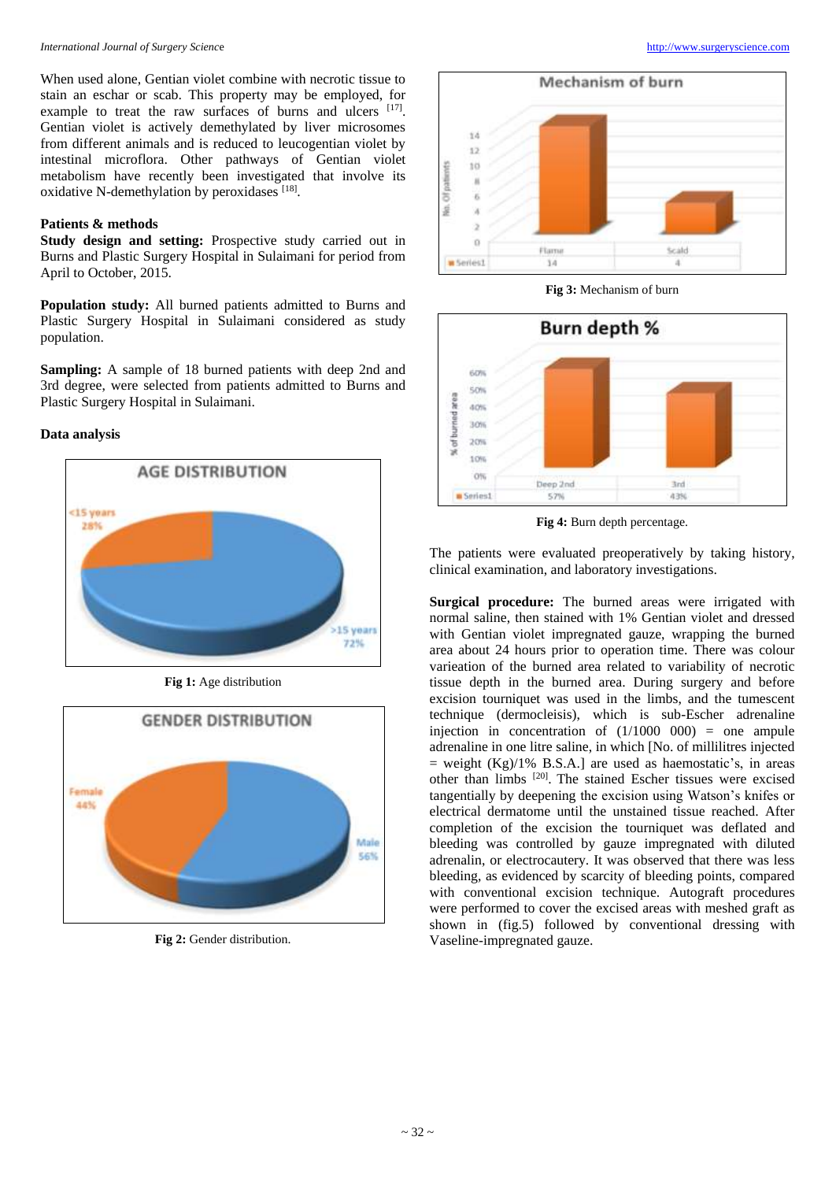When used alone, Gentian violet combine with necrotic tissue to stain an eschar or scab. This property may be employed, for example to treat the raw surfaces of burns and ulcers [17]. Gentian violet is actively demethylated by liver microsomes from different animals and is reduced to leucogentian violet by intestinal microflora. Other pathways of Gentian violet metabolism have recently been investigated that involve its oxidative N-demethylation by peroxidases [18].

## Patients & methods

**Study design and setting:** Prospective study carried out in Burns and Plastic Surgery Hospital in Sulaimani for period from April to October, 2015.

**Population study:** All burned patients admitted to Burns and Plastic Surgery Hospital in Sulaimani considered as study population.

**Sampling:** A sample of 18 burned patients with deep 2nd and 3rd degree, were selected from patients admitted to Burns and Plastic Surgery Hospital in Sulaimani.

**Data analysis**

**Fig 1:** Age distribution

**Fig 2:** Gender distribution.

**Fig 3:** Mechanism of burn

**Fig 4:** Burn depth percentage.

The patients were evaluated preoperatively by taking history, clinical examination, and laboratory investigations.

**Surgical procedure:** The burned areas were irrigated with normal saline, then stained with 1% Gentian violet and dressed with Gentian violet impregnated gauze, wrapping the burned area about 24 hours prior to operation time. There was colour varieation of the burned area related to variability of necrotic tissue depth in the burned area. During surgery and before excision tourniquet was used in the limbs, and the tumescent technique (dermocleisis), which is sub-Escher adrenaline injection in concentration of (1/1000 000) = one ampule adrenaline in one litre saline, in which [No. of millilitres injected = weight (Kg)/1% B.S.A.] are used as haemostatic's, in areas other than limbs [20]. The stained Escher tissues were excised tangentially by deepening the excision using Watson's knifes or electrical dermatome until the unstained tissue reached. After completion of the excision the tourniquet was deflated and bleeding was controlled by gauze impregnated with diluted adrenalin, or electrocautery. It was observed that there was less bleeding, as evidenced by scarcity of bleeding points, compared with conventional excision technique. Autograft procedures were performed to cover the excised areas with meshed graft as shown in (fig.5) followed by conventional dressing with Vaseline-impregnated gauze.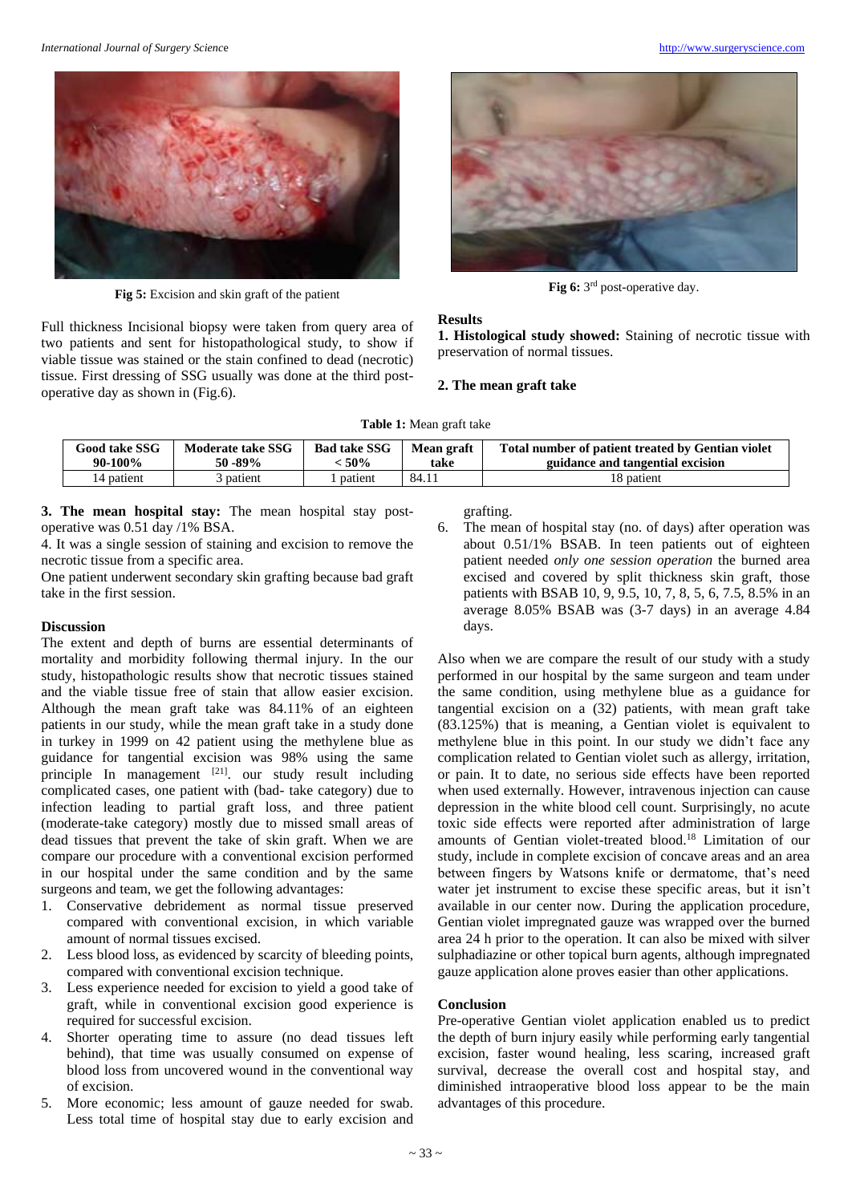Fig 5: Excision and skin graft of the patient

Fig 6: 3rd post-operative day.

Full thickness Incisional biopsy were taken from query area of two patients and sent for histopathological study, to show if viable tissue was stained or the stain confined to dead (necrotic) tissue. First dressing of SSG usually was done at the third post-operative day as shown in (Fig.6).

## Results

**1. Histological study showed:** Staining of necrotic tissue with preservation of normal tissues.

**2. The mean graft take**

**Table 1:** Mean graft take

| Good take SSG 90-100% | Moderate take SSG 50 -89% | Bad take SSG < 50% | Mean graft take | Total number of patient treated by Gentian violet guidance and tangential excision |
|---|---|---|---|---|
| 14 patient | 3 patient | 1 patient | 84.11 | 18 patient |

**3. The mean hospital stay:** The mean hospital stay post-operative was 0.51 day /1% BSA.

4. It was a single session of staining and excision to remove the necrotic tissue from a specific area.

One patient underwent secondary skin grafting because bad graft take in the first session.

## Discussion

The extent and depth of burns are essential determinants of mortality and morbidity following thermal injury. In the our study, histopathologic results show that necrotic tissues stained and the viable tissue free of stain that allow easier excision. Although the mean graft take was 84.11% of an eighteen patients in our study, while the mean graft take in a study done in turkey in 1999 on 42 patient using the methylene blue as guidance for tangential excision was 98% using the same principle In management [21]. our study result including complicated cases, one patient with (bad- take category) due to infection leading to partial graft loss, and three patient (moderate-take category) mostly due to missed small areas of dead tissues that prevent the take of skin graft. When we are compare our procedure with a conventional excision performed in our hospital under the same condition and by the same surgeons and team, we get the following advantages:

1. Conservative debridement as normal tissue preserved compared with conventional excision, in which variable amount of normal tissues excised.
2. Less blood loss, as evidenced by scarcity of bleeding points, compared with conventional excision technique.
3. Less experience needed for excision to yield a good take of graft, while in conventional excision good experience is required for successful excision.
4. Shorter operating time to assure (no dead tissues left behind), that time was usually consumed on expense of blood loss from uncovered wound in the conventional way of excision.
5. More economic; less amount of gauze needed for swab. Less total time of hospital stay due to early excision and grafting.
6. The mean of hospital stay (no. of days) after operation was about 0.51/1% BSAB. In teen patients out of eighteen patient needed *only one session operation* the burned area excised and covered by split thickness skin graft, those patients with BSAB 10, 9, 9.5, 10, 7, 8, 5, 6, 7.5, 8.5% in an average 8.05% BSAB was (3-7 days) in an average 4.84 days.

Also when we are compare the result of our study with a study performed in our hospital by the same surgeon and team under the same condition, using methylene blue as a guidance for tangential excision on a (32) patients, with mean graft take (83.125%) that is meaning, a Gentian violet is equivalent to methylene blue in this point. In our study we didn't face any complication related to Gentian violet such as allergy, irritation, or pain. It to date, no serious side effects have been reported when used externally. However, intravenous injection can cause depression in the white blood cell count. Surprisingly, no acute toxic side effects were reported after administration of large amounts of Gentian violet-treated blood.[18] Limitation of our study, include in complete excision of concave areas and an area between fingers by Watsons knife or dermatome, that's need water jet instrument to excise these specific areas, but it isn't available in our center now. During the application procedure, Gentian violet impregnated gauze was wrapped over the burned area 24 h prior to the operation. It can also be mixed with silver sulphadiazine or other topical burn agents, although impregnated gauze application alone proves easier than other applications.

## Conclusion

Pre-operative Gentian violet application enabled us to predict the depth of burn injury easily while performing early tangential excision, faster wound healing, less scaring, increased graft survival, decrease the overall cost and hospital stay, and diminished intraoperative blood loss appear to be the main advantages of this procedure.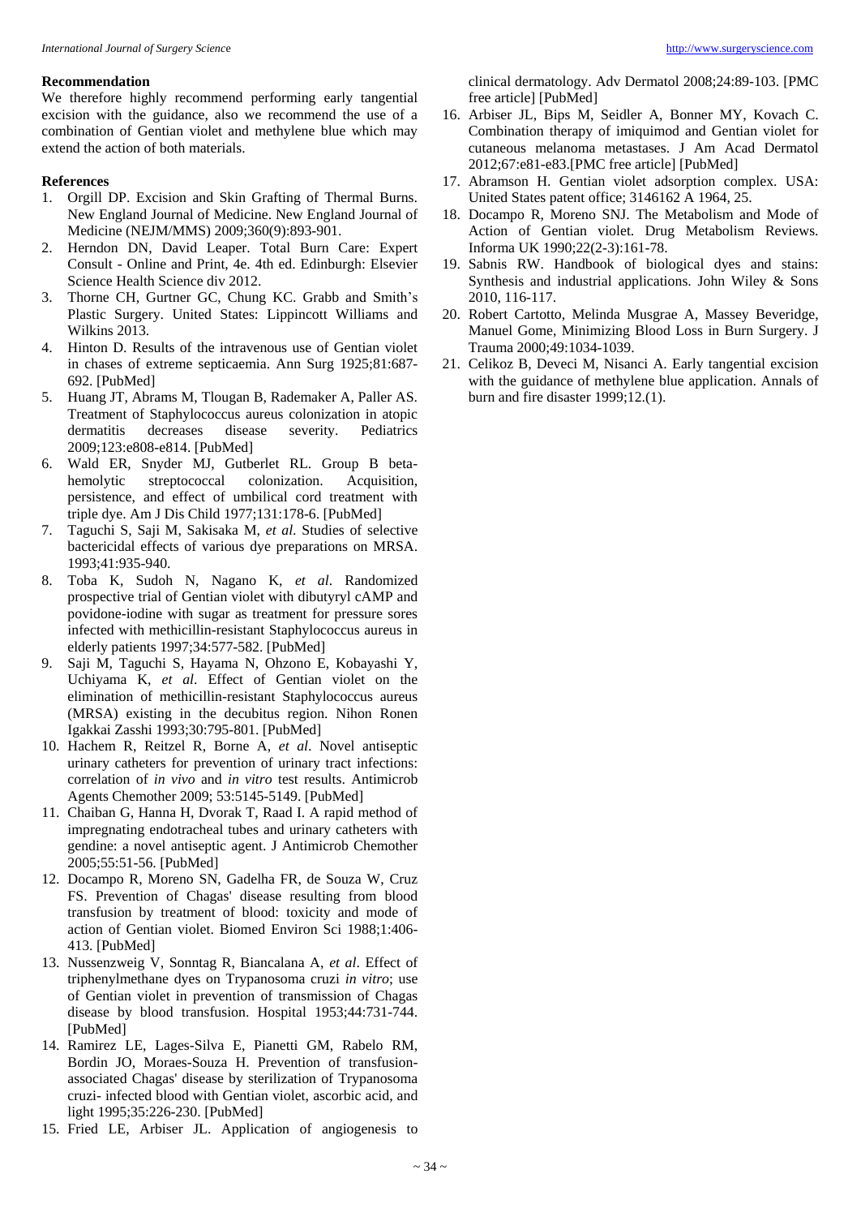**Recommendation**

We therefore highly recommend performing early tangential excision with the guidance, also we recommend the use of a combination of Gentian violet and methylene blue which may extend the action of both materials.

**References**

1. Orgill DP. Excision and Skin Grafting of Thermal Burns. New England Journal of Medicine. New England Journal of Medicine (NEJM/MMS) 2009;360(9):893-901.
2. Herndon DN, David Leaper. Total Burn Care: Expert Consult - Online and Print, 4e. 4th ed. Edinburgh: Elsevier Science Health Science div 2012.
3. Thorne CH, Gurtner GC, Chung KC. Grabb and Smith's Plastic Surgery. United States: Lippincott Williams and Wilkins 2013.
4. Hinton D. Results of the intravenous use of Gentian violet in chases of extreme septicaemia. Ann Surg 1925;81:687-692. [PubMed]
5. Huang JT, Abrams M, Tlougan B, Rademaker A, Paller AS. Treatment of Staphylococcus aureus colonization in atopic dermatitis decreases disease severity. Pediatrics 2009;123:e808-e814. [PubMed]
6. Wald ER, Snyder MJ, Gutberlet RL. Group B beta-hemolytic streptococcal colonization. Acquisition, persistence, and effect of umbilical cord treatment with triple dye. Am J Dis Child 1977;131:178-6. [PubMed]
7. Taguchi S, Saji M, Sakisaka M, *et al.* Studies of selective bactericidal effects of various dye preparations on MRSA. 1993;41:935-940.
8. Toba K, Sudoh N, Nagano K, *et al*. Randomized prospective trial of Gentian violet with dibutyryl cAMP and povidone-iodine with sugar as treatment for pressure sores infected with methicillin-resistant Staphylococcus aureus in elderly patients 1997;34:577-582. [PubMed]
9. Saji M, Taguchi S, Hayama N, Ohzono E, Kobayashi Y, Uchiyama K, *et al*. Effect of Gentian violet on the elimination of methicillin-resistant Staphylococcus aureus (MRSA) existing in the decubitus region. Nihon Ronen Igakkai Zasshi 1993;30:795-801. [PubMed]
10. Hachem R, Reitzel R, Borne A, *et al*. Novel antiseptic urinary catheters for prevention of urinary tract infections: correlation of *in vivo* and *in vitro* test results. Antimicrob Agents Chemother 2009; 53:5145-5149. [PubMed]
11. Chaiban G, Hanna H, Dvorak T, Raad I. A rapid method of impregnating endotracheal tubes and urinary catheters with gendine: a novel antiseptic agent. J Antimicrob Chemother 2005;55:51-56. [PubMed]
12. Docampo R, Moreno SN, Gadelha FR, de Souza W, Cruz FS. Prevention of Chagas' disease resulting from blood transfusion by treatment of blood: toxicity and mode of action of Gentian violet. Biomed Environ Sci 1988;1:406-413. [PubMed]
13. Nussenzweig V, Sonntag R, Biancalana A, *et al*. Effect of triphenylmethane dyes on Trypanosoma cruzi *in vitro*; use of Gentian violet in prevention of transmission of Chagas disease by blood transfusion. Hospital 1953;44:731-744. [PubMed]
14. Ramirez LE, Lages-Silva E, Pianetti GM, Rabelo RM, Bordin JO, Moraes-Souza H. Prevention of transfusion-associated Chagas' disease by sterilization of Trypanosoma cruzi- infected blood with Gentian violet, ascorbic acid, and light 1995;35:226-230. [PubMed]
15. Fried LE, Arbiser JL. Application of angiogenesis to clinical dermatology. Adv Dermatol 2008;24:89-103. [PMC free article] [PubMed]
16. Arbiser JL, Bips M, Seidler A, Bonner MY, Kovach C. Combination therapy of imiquimod and Gentian violet for cutaneous melanoma metastases. J Am Acad Dermatol 2012;67:e81-e83.[PMC free article] [PubMed]
17. Abramson H. Gentian violet adsorption complex. USA: United States patent office; 3146162 A 1964, 25.
18. Docampo R, Moreno SNJ. The Metabolism and Mode of Action of Gentian violet. Drug Metabolism Reviews. Informa UK 1990;22(2-3):161-78.
19. Sabnis RW. Handbook of biological dyes and stains: Synthesis and industrial applications. John Wiley & Sons 2010, 116-117.
20. Robert Cartotto, Melinda Musgrae A, Massey Beveridge, Manuel Gome, Minimizing Blood Loss in Burn Surgery. J Trauma 2000;49:1034-1039.
21. Celikoz B, Deveci M, Nisanci A. Early tangential excision with the guidance of methylene blue application. Annals of burn and fire disaster 1999;12.(1).